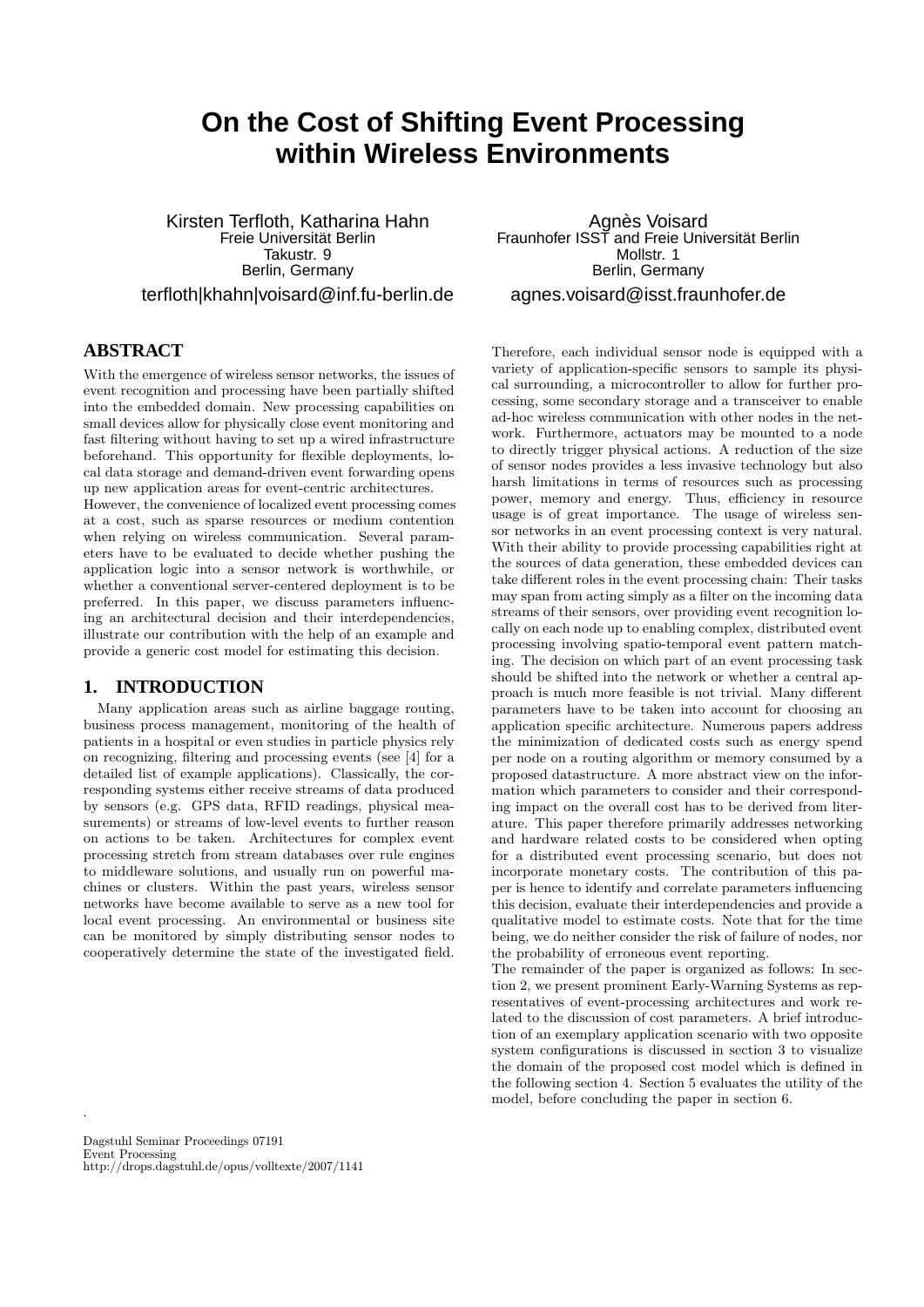# On the Cost of Shifting Event Processing within Wireless Environments

Kirsten Terfloth, Katharina Hahn
Freie Universität Berlin
Takustr. 9
Berlin, Germany
terfloth|khahn|voisard@inf.fu-berlin.de

Agnès Voisard
Fraunhofer ISST and Freie Universität Berlin
Mollstr. 1
Berlin, Germany
agnes.voisard@isst.fraunhofer.de

## ABSTRACT

With the emergence of wireless sensor networks, the issues of event recognition and processing have been partially shifted into the embedded domain. New processing capabilities on small devices allow for physically close event monitoring and fast filtering without having to set up a wired infrastructure beforehand. This opportunity for flexible deployments, local data storage and demand-driven event forwarding opens up new application areas for event-centric architectures.

However, the convenience of localized event processing comes at a cost, such as sparse resources or medium contention when relying on wireless communication. Several parameters have to be evaluated to decide whether pushing the application logic into a sensor network is worthwhile, or whether a conventional server-centered deployment is to be preferred. In this paper, we discuss parameters influencing an architectural decision and their interdependencies, illustrate our contribution with the help of an example and provide a generic cost model for estimating this decision.

## 1. INTRODUCTION

Many application areas such as airline baggage routing, business process management, monitoring of the health of patients in a hospital or even studies in particle physics rely on recognizing, filtering and processing events (see [4] for a detailed list of example applications). Classically, the corresponding systems either receive streams of data produced by sensors (e.g. GPS data, RFID readings, physical measurements) or streams of low-level events to further reason on actions to be taken. Architectures for complex event processing stretch from stream databases over rule engines to middleware solutions, and usually run on powerful machines or clusters. Within the past years, wireless sensor networks have become available to serve as a new tool for local event processing. An environmental or business site can be monitored by simply distributing sensor nodes to cooperatively determine the state of the investigated field. Therefore, each individual sensor node is equipped with a variety of application-specific sensors to sample its physical surrounding, a microcontroller to allow for further processing, some secondary storage and a transceiver to enable ad-hoc wireless communication with other nodes in the network. Furthermore, actuators may be mounted to a node to directly trigger physical actions. A reduction of the size of sensor nodes provides a less invasive technology but also harsh limitations in terms of resources such as processing power, memory and energy. Thus, efficiency in resource usage is of great importance. The usage of wireless sensor networks in an event processing context is very natural. With their ability to provide processing capabilities right at the sources of data generation, these embedded devices can take different roles in the event processing chain: Their tasks may span from acting simply as a filter on the incoming data streams of their sensors, over providing event recognition locally on each node up to enabling complex, distributed event processing involving spatio-temporal event pattern matching. The decision on which part of an event processing task should be shifted into the network or whether a central approach is much more feasible is not trivial. Many different parameters have to be taken into account for choosing an application specific architecture. Numerous papers address the minimization of dedicated costs such as energy spend per node on a routing algorithm or memory consumed by a proposed datastructure. A more abstract view on the information which parameters to consider and their corresponding impact on the overall cost has to be derived from literature. This paper therefore primarily addresses networking and hardware related costs to be considered when opting for a distributed event processing scenario, but does not incorporate monetary costs. The contribution of this paper is hence to identify and correlate parameters influencing this decision, evaluate their interdependencies and provide a qualitative model to estimate costs. Note that for the time being, we do neither consider the risk of failure of nodes, nor the probability of erroneous event reporting.

The remainder of the paper is organized as follows: In section 2, we present prominent Early-Warning Systems as representatives of event-processing architectures and work related to the discussion of cost parameters. A brief introduction of an exemplary application scenario with two opposite system configurations is discussed in section 3 to visualize the domain of the proposed cost model which is defined in the following section 4. Section 5 evaluates the utility of the model, before concluding the paper in section 6.

Dagstuhl Seminar Proceedings 07191
Event Processing
http://drops.dagstuhl.de/opus/volltexte/2007/1141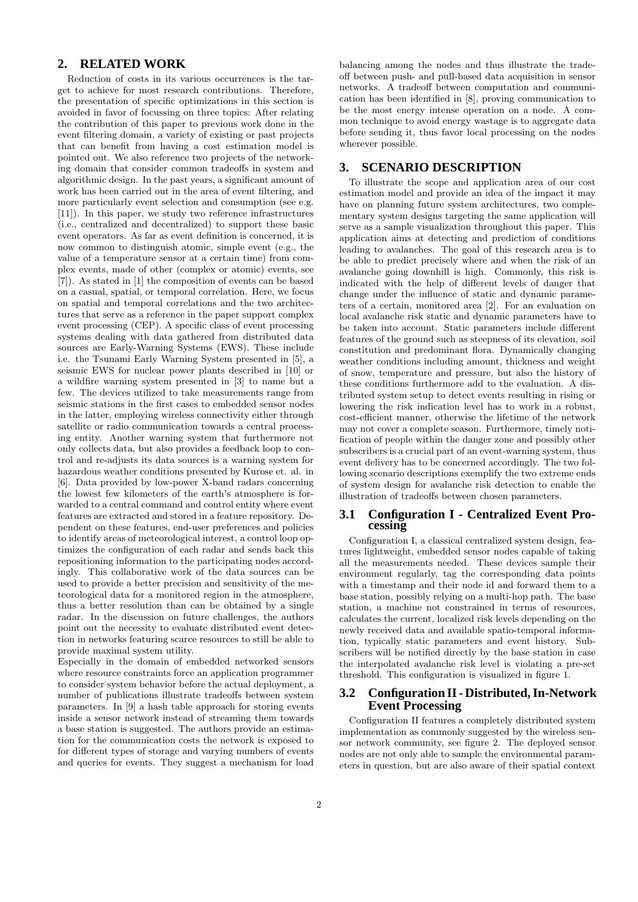## 2. RELATED WORK

Reduction of costs in its various occurrences is the target to achieve for most research contributions. Therefore, the presentation of specific optimizations in this section is avoided in favor of focussing on three topics: After relating the contribution of this paper to previous work done in the event filtering domain, a variety of existing or past projects that can benefit from having a cost estimation model is pointed out. We also reference two projects of the networking domain that consider common tradeoffs in system and algorithmic design. In the past years, a significant amount of work has been carried out in the area of event filtering, and more particularly event selection and consumption (see e.g. [11]). In this paper, we study two reference infrastructures (i.e., centralized and decentralized) to support these basic event operators. As far as event definition is concerned, it is now common to distinguish atomic, simple event (e.g., the value of a temperature sensor at a certain time) from complex events, made of other (complex or atomic) events, see [7]). As stated in [1] the composition of events can be based on a casual, spatial, or temporal correlation. Here, we focus on spatial and temporal correlations and the two architectures that serve as a reference in the paper support complex event processing (CEP). A specific class of event processing systems dealing with data gathered from distributed data sources are Early-Warning Systems (EWS). These include i.e. the Tsunami Early Warning System presented in [5], a seismic EWS for nuclear power plants described in [10] or a wildfire warning system presented in [3] to name but a few. The devices utilized to take measurements range from seismic stations in the first cases to embedded sensor nodes in the latter, employing wireless connectivity either through satellite or radio communication towards a central processing entity. Another warning system that furthermore not only collects data, but also provides a feedback loop to control and re-adjusts its data sources is a warning system for hazardous weather conditions presented by Kurose et. al. in [6]. Data provided by low-power X-band radars concerning the lowest few kilometers of the earth's atmosphere is forwarded to a central command and control entity where event features are extracted and stored in a feature repository. Dependent on these features, end-user preferences and policies to identify areas of meteorological interest, a control loop optimizes the configuration of each radar and sends back this repositioning information to the participating nodes accordingly. This collaborative work of the data sources can be used to provide a better precision and sensitivity of the meteorological data for a monitored region in the atmosphere, thus a better resolution than can be obtained by a single radar. In the discussion on future challenges, the authors point out the necessity to evaluate distributed event detection in networks featuring scarce resources to still be able to provide maximal system utility.

Especially in the domain of embedded networked sensors where resource constraints force an application programmer to consider system behavior before the actual deployment, a number of publications illustrate tradeoffs between system parameters. In [9] a hash table approach for storing events inside a sensor network instead of streaming them towards a base station is suggested. The authors provide an estimation for the communication costs the network is exposed to for different types of storage and varying numbers of events and queries for events. They suggest a mechanism for load balancing among the nodes and thus illustrate the tradeoff between push- and pull-based data acquisition in sensor networks. A tradeoff between computation and communication has been identified in [8], proving communication to be the most energy intense operation on a node. A common technique to avoid energy wastage is to aggregate data before sending it, thus favor local processing on the nodes wherever possible.

## 3. SCENARIO DESCRIPTION

To illustrate the scope and application area of our cost estimation model and provide an idea of the impact it may have on planning future system architectures, two complementary system designs targeting the same application will serve as a sample visualization throughout this paper. This application aims at detecting and prediction of conditions leading to avalanches. The goal of this research area is to be able to predict precisely where and when the risk of an avalanche going downhill is high. Commonly, this risk is indicated with the help of different levels of danger that change under the influence of static and dynamic parameters of a certain, monitored area [2]. For an evaluation on local avalanche risk static and dynamic parameters have to be taken into account. Static parameters include different features of the ground such as steepness of its elevation, soil constitution and predominant flora. Dynamically changing weather conditions including amount, thickness and weight of snow, temperature and pressure, but also the history of these conditions furthermore add to the evaluation. A distributed system setup to detect events resulting in rising or lowering the risk indication level has to work in a robust, cost-efficient manner, otherwise the lifetime of the network may not cover a complete season. Furthermore, timely notification of people within the danger zone and possibly other subscribers is a crucial part of an event-warning system, thus event delivery has to be concerned accordingly. The two following scenario descriptions exemplify the two extreme ends of system design for avalanche risk detection to enable the illustration of tradeoffs between chosen parameters.

### 3.1 Configuration I - Centralized Event Processing

Configuration I, a classical centralized system design, features lightweight, embedded sensor nodes capable of taking all the measurements needed. These devices sample their environment regularly, tag the corresponding data points with a timestamp and their node id and forward them to a base station, possibly relying on a multi-hop path. The base station, a machine not constrained in terms of resources, calculates the current, localized risk levels depending on the newly received data and available spatio-temporal information, typically static parameters and event history. Subscribers will be notified directly by the base station in case the interpolated avalanche risk level is violating a pre-set threshold. This configuration is visualized in figure 1.

### 3.2 Configuration II - Distributed, In-Network Event Processing

Configuration II features a completely distributed system implementation as commonly suggested by the wireless sensor network community, see figure 2. The deployed sensor nodes are not only able to sample the environmental parameters in question, but are also aware of their spatial context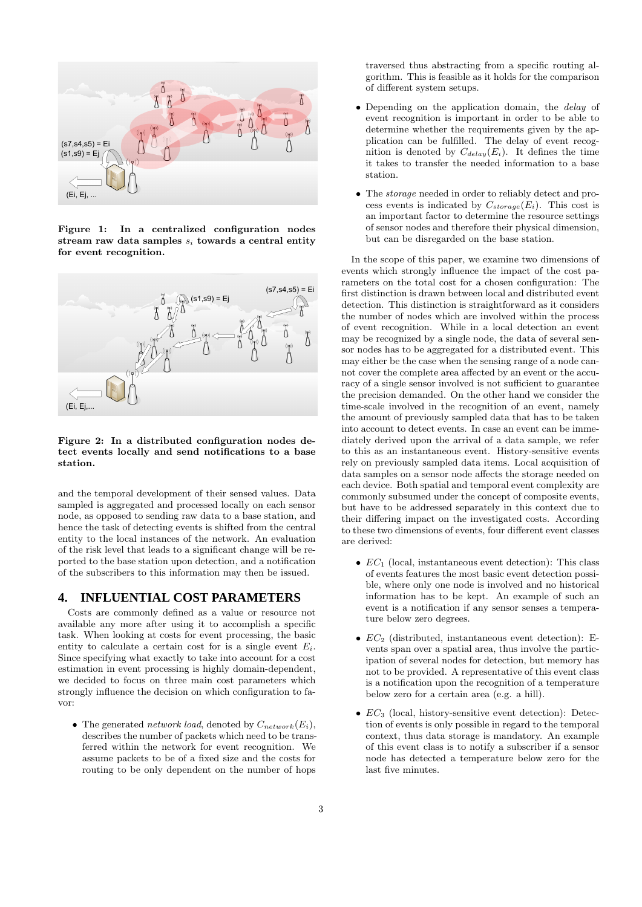Figure 1: In a centralized configuration nodes stream raw data samples $s_i$ towards a central entity for event recognition.

Figure 2: In a distributed configuration nodes detect events locally and send notifications to a base station.

and the temporal development of their sensed values. Data sampled is aggregated and processed locally on each sensor node, as opposed to sending raw data to a base station, and hence the task of detecting events is shifted from the central entity to the local instances of the network. An evaluation of the risk level that leads to a significant change will be reported to the base station upon detection, and a notification of the subscribers to this information may then be issued.

## 4. INFLUENTIAL COST PARAMETERS

Costs are commonly defined as a value or resource not available any more after using it to accomplish a specific task. When looking at costs for event processing, the basic entity to calculate a certain cost for is a single event $E_i$. Since specifying what exactly to take into account for a cost estimation in event processing is highly domain-dependent, we decided to focus on three main cost parameters which strongly influence the decision on which configuration to favor:

- The generated *network load*, denoted by $C_{network}(E_i)$, describes the number of packets which need to be transferred within the network for event recognition. We assume packets to be of a fixed size and the costs for routing to be only dependent on the number of hops traversed thus abstracting from a specific routing algorithm. This is feasible as it holds for the comparison of different system setups.
- Depending on the application domain, the *delay* of event recognition is important in order to be able to determine whether the requirements given by the application can be fulfilled. The delay of event recognition is denoted by $C_{delay}(E_i)$. It defines the time it takes to transfer the needed information to a base station.
- The *storage* needed in order to reliably detect and process events is indicated by $C_{storage}(E_i)$. This cost is an important factor to determine the resource settings of sensor nodes and therefore their physical dimension, but can be disregarded on the base station.

In the scope of this paper, we examine two dimensions of events which strongly influence the impact of the cost parameters on the total cost for a chosen configuration: The first distinction is drawn between local and distributed event detection. This distinction is straightforward as it considers the number of nodes which are involved within the process of event recognition. While in a local detection an event may be recognized by a single node, the data of several sensor nodes has to be aggregated for a distributed event. This may either be the case when the sensing range of a node cannot cover the complete area affected by an event or the accuracy of a single sensor involved is not sufficient to guarantee the precision demanded. On the other hand we consider the time-scale involved in the recognition of an event, namely the amount of previously sampled data that has to be taken into account to detect events. In case an event can be immediately derived upon the arrival of a data sample, we refer to this as an instantaneous event. History-sensitive events rely on previously sampled data items. Local acquisition of data samples on a sensor node affects the storage needed on each device. Both spatial and temporal event complexity are commonly subsumed under the concept of composite events, but have to be addressed separately in this context due to their differing impact on the investigated costs. According to these two dimensions of events, four different event classes are derived:

- $EC_1$ (local, instantaneous event detection): This class of events features the most basic event detection possible, where only one node is involved and no historical information has to be kept. An example of such an event is a notification if any sensor senses a temperature below zero degrees.
- $EC_2$ (distributed, instantaneous event detection): Events span over a spatial area, thus involve the participation of several nodes for detection, but memory has not to be provided. A representative of this event class is a notification upon the recognition of a temperature below zero for a certain area (e.g. a hill).
- $EC_3$ (local, history-sensitive event detection): Detection of events is only possible in regard to the temporal context, thus data storage is mandatory. An example of this event class is to notify a subscriber if a sensor node has detected a temperature below zero for the last five minutes.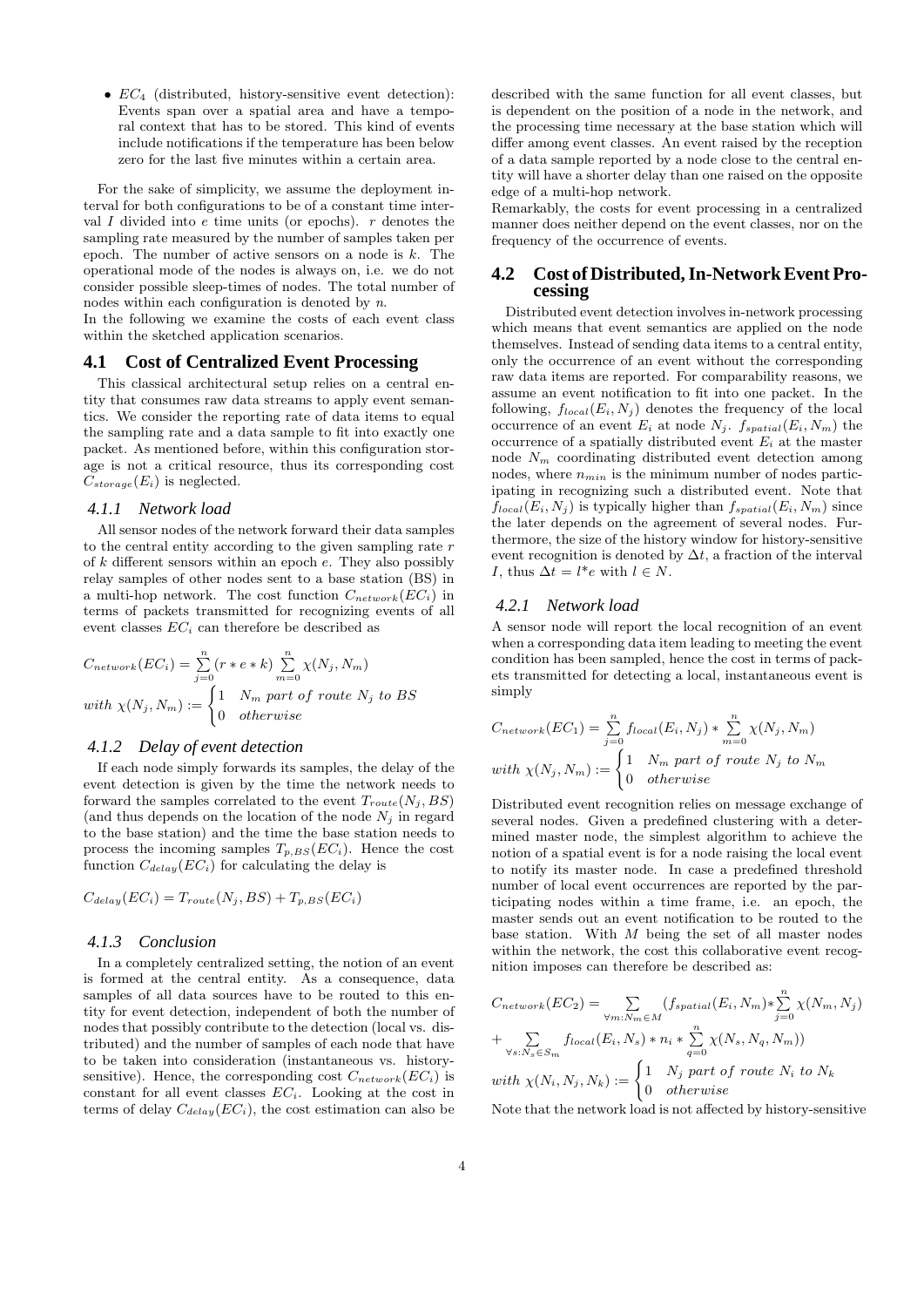- $EC_4$ (distributed, history-sensitive event detection): Events span over a spatial area and have a temporal context that has to be stored. This kind of events include notifications if the temperature has been below zero for the last five minutes within a certain area.

For the sake of simplicity, we assume the deployment interval for both configurations to be of a constant time interval $I$ divided into $e$ time units (or epochs). $r$ denotes the sampling rate measured by the number of samples taken per epoch. The number of active sensors on a node is $k$. The operational mode of the nodes is always on, i.e. we do not consider possible sleep-times of nodes. The total number of nodes within each configuration is denoted by $n$.
In the following we examine the costs of each event class within the sketched application scenarios.

## 4.1 Cost of Centralized Event Processing

This classical architectural setup relies on a central entity that consumes raw data streams to apply event semantics. We consider the reporting rate of data items to equal the sampling rate and a data sample to fit into exactly one packet. As mentioned before, within this configuration storage is not a critical resource, thus its corresponding cost $C_{storage}(E_i)$ is neglected.

### 4.1.1 Network load

All sensor nodes of the network forward their data samples to the central entity according to the given sampling rate $r$ of $k$ different sensors within an epoch $e$. They also possibly relay samples of other nodes sent to a base station (BS) in a multi-hop network. The cost function $C_{network}(EC_i)$ in terms of packets transmitted for recognizing events of all event classes $EC_i$ can therefore be described as

$$C_{network}(EC_i) = \sum_{j=0}^{n} (r * e * k) \sum_{m=0}^{n} \chi(N_j, N_m)$$
$$with\ \chi(N_j, N_m) := \begin{cases} 1 & N_m\ part\ of\ route\ N_j\ to\ BS \\ 0 & otherwise \end{cases}$$

### 4.1.2 Delay of event detection

If each node simply forwards its samples, the delay of the event detection is given by the time the network needs to forward the samples correlated to the event $T_{route}(N_j, BS)$ (and thus depends on the location of the node $N_j$ in regard to the base station) and the time the base station needs to process the incoming samples $T_{p,BS}(EC_i)$. Hence the cost function $C_{delay}(EC_i)$ for calculating the delay is

$$C_{delay}(EC_i) = T_{route}(N_j, BS) + T_{p,BS}(EC_i)$$

### 4.1.3 Conclusion

In a completely centralized setting, the notion of an event is formed at the central entity. As a consequence, data samples of all data sources have to be routed to this entity for event detection, independent of both the number of nodes that possibly contribute to the detection (local vs. distributed) and the number of samples of each node that have to be taken into consideration (instantaneous vs. history-sensitive). Hence, the corresponding cost $C_{network}(EC_i)$ is constant for all event classes $EC_i$. Looking at the cost in terms of delay $C_{delay}(EC_i)$, the cost estimation can also be described with the same function for all event classes, but is dependent on the position of a node in the network, and the processing time necessary at the base station which will differ among event classes. An event raised by the reception of a data sample reported by a node close to the central entity will have a shorter delay than one raised on the opposite edge of a multi-hop network.
Remarkably, the costs for event processing in a centralized manner does neither depend on the event classes, nor on the frequency of the occurrence of events.

## 4.2 Cost of Distributed, In-Network Event Processing

Distributed event detection involves in-network processing which means that event semantics are applied on the node themselves. Instead of sending data items to a central entity, only the occurrence of an event without the corresponding raw data items are reported. For comparability reasons, we assume an event notification to fit into one packet. In the following, $f_{local}(E_i, N_j)$ denotes the frequency of the local occurrence of an event $E_i$ at node $N_j$. $f_{spatial}(E_i, N_m)$ the occurrence of a spatially distributed event $E_i$ at the master node $N_m$ coordinating distributed event detection among nodes, where $n_{min}$ is the minimum number of nodes participating in recognizing such a distributed event. Note that $f_{local}(E_i, N_j)$ is typically higher than $f_{spatial}(E_i, N_m)$ since the later depends on the agreement of several nodes. Furthermore, the size of the history window for history-sensitive event recognition is denoted by $\Delta t$, a fraction of the interval $I$, thus $\Delta t = l * e$ with $l \in N$.

### 4.2.1 Network load

A sensor node will report the local recognition of an event when a corresponding data item leading to meeting the event condition has been sampled, hence the cost in terms of packets transmitted for detecting a local, instantaneous event is simply

$$C_{network}(EC_1) = \sum_{j=0}^{n} f_{local}(E_i, N_j) * \sum_{m=0}^{n} \chi(N_j, N_m)$$
$$with\ \chi(N_j, N_m) := \begin{cases} 1 & N_m\ part\ of\ route\ N_j\ to\ N_m \\ 0 & otherwise \end{cases}$$

Distributed event recognition relies on message exchange of several nodes. Given a predefined clustering with a determined master node, the simplest algorithm to achieve the notion of a spatial event is for a node raising the local event to notify its master node. In case a predefined threshold number of local event occurrences are reported by the participating nodes within a time frame, i.e. an epoch, the master sends out an event notification to be routed to the base station. With $M$ being the set of all master nodes within the network, the cost this collaborative event recognition imposes can therefore be described as:

$$C_{network}(EC_2) = \sum_{\forall m: N_m \in M} (f_{spatial}(E_i, N_m) * \sum_{j=0}^{n} \chi(N_m, N_j)$$
$$+ \sum_{\forall s: N_s \in S_m} f_{local}(E_i, N_s) * n_i * \sum_{q=0}^{n} \chi(N_s, N_q, N_m))$$
$$with\ \chi(N_i, N_j, N_k) := \begin{cases} 1 & N_j\ part\ of\ route\ N_i\ to\ N_k \\ 0 & otherwise \end{cases}$$

Note that the network load is not affected by history-sensitive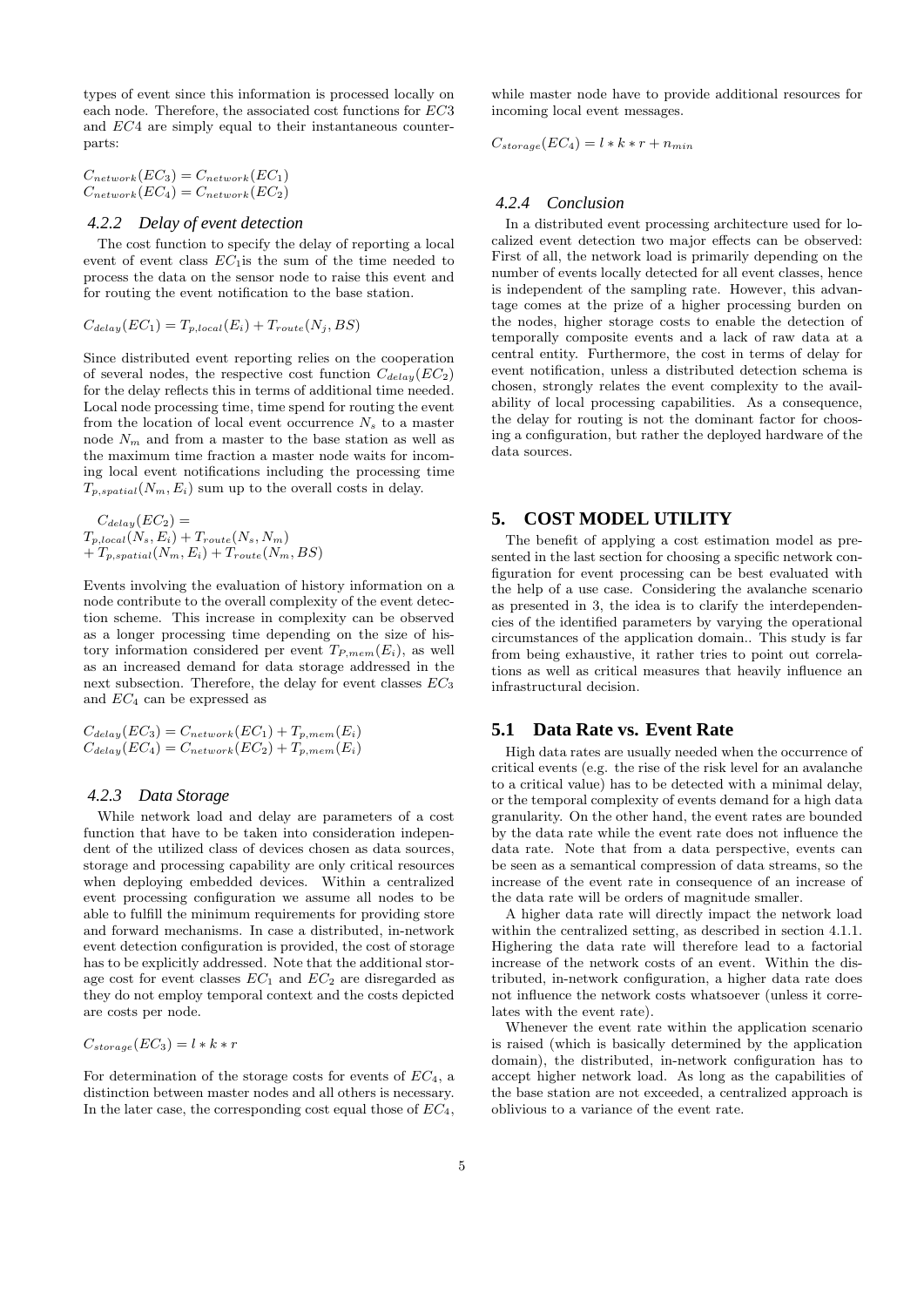types of event since this information is processed locally on each node. Therefore, the associated cost functions for $EC3$ and $EC4$ are simply equal to their instantaneous counterparts:

$$C_{network}(EC_3) = C_{network}(EC_1)$$
$$C_{network}(EC_4) = C_{network}(EC_2)$$

### 4.2.2 Delay of event detection

The cost function to specify the delay of reporting a local event of event class $EC_1$is the sum of the time needed to process the data on the sensor node to raise this event and for routing the event notification to the base station.

$$C_{delay}(EC_1) = T_{p,local}(E_i) + T_{route}(N_j, BS)$$

Since distributed event reporting relies on the cooperation of several nodes, the respective cost function $C_{delay}(EC_2)$ for the delay reflects this in terms of additional time needed. Local node processing time, time spend for routing the event from the location of local event occurrence $N_s$ to a master node $N_m$ and from a master to the base station as well as the maximum time fraction a master node waits for incoming local event notifications including the processing time $T_{p,spatial}(N_m, E_i)$ sum up to the overall costs in delay.

$$C_{delay}(EC_2) = T_{p,local}(N_s, E_i) + T_{route}(N_s, N_m) + T_{p,spatial}(N_m, E_i) + T_{route}(N_m, BS)$$

Events involving the evaluation of history information on a node contribute to the overall complexity of the event detection scheme. This increase in complexity can be observed as a longer processing time depending on the size of history information considered per event $T_{P,mem}(E_i)$, as well as an increased demand for data storage addressed in the next subsection. Therefore, the delay for event classes $EC_3$ and $EC_4$ can be expressed as

$$C_{delay}(EC_3) = C_{network}(EC_1) + T_{p,mem}(E_i)$$
$$C_{delay}(EC_4) = C_{network}(EC_2) + T_{p,mem}(E_i)$$

### 4.2.3 Data Storage

While network load and delay are parameters of a cost function that have to be taken into consideration independent of the utilized class of devices chosen as data sources, storage and processing capability are only critical resources when deploying embedded devices. Within a centralized event processing configuration we assume all nodes to be able to fulfill the minimum requirements for providing store and forward mechanisms. In case a distributed, in-network event detection configuration is provided, the cost of storage has to be explicitly addressed. Note that the additional storage cost for event classes $EC_1$ and $EC_2$ are disregarded as they do not employ temporal context and the costs depicted are costs per node.

$$C_{storage}(EC_3) = l * k * r$$

For determination of the storage costs for events of $EC_4$, a distinction between master nodes and all others is necessary. In the later case, the corresponding cost equal those of $EC_4$, while master node have to provide additional resources for incoming local event messages.

$$C_{storage}(EC_4) = l * k * r + n_{min}$$

### 4.2.4 Conclusion

In a distributed event processing architecture used for localized event detection two major effects can be observed: First of all, the network load is primarily depending on the number of events locally detected for all event classes, hence is independent of the sampling rate. However, this advantage comes at the prize of a higher processing burden on the nodes, higher storage costs to enable the detection of temporally composite events and a lack of raw data at a central entity. Furthermore, the cost in terms of delay for event notification, unless a distributed detection schema is chosen, strongly relates the event complexity to the availability of local processing capabilities. As a consequence, the delay for routing is not the dominant factor for choosing a configuration, but rather the deployed hardware of the data sources.

# 5. COST MODEL UTILITY

The benefit of applying a cost estimation model as presented in the last section for choosing a specific network configuration for event processing can be best evaluated with the help of a use case. Considering the avalanche scenario as presented in 3, the idea is to clarify the interdependencies of the identified parameters by varying the operational circumstances of the application domain.. This study is far from being exhaustive, it rather tries to point out correlations as well as critical measures that heavily influence an infrastructural decision.

## 5.1 Data Rate vs. Event Rate

High data rates are usually needed when the occurrence of critical events (e.g. the rise of the risk level for an avalanche to a critical value) has to be detected with a minimal delay, or the temporal complexity of events demand for a high data granularity. On the other hand, the event rates are bounded by the data rate while the event rate does not influence the data rate. Note that from a data perspective, events can be seen as a semantical compression of data streams, so the increase of the event rate in consequence of an increase of the data rate will be orders of magnitude smaller.

A higher data rate will directly impact the network load within the centralized setting, as described in section 4.1.1. Highering the data rate will therefore lead to a factorial increase of the network costs of an event. Within the distributed, in-network configuration, a higher data rate does not influence the network costs whatsoever (unless it correlates with the event rate).

Whenever the event rate within the application scenario is raised (which is basically determined by the application domain), the distributed, in-network configuration has to accept higher network load. As long as the capabilities of the base station are not exceeded, a centralized approach is oblivious to a variance of the event rate.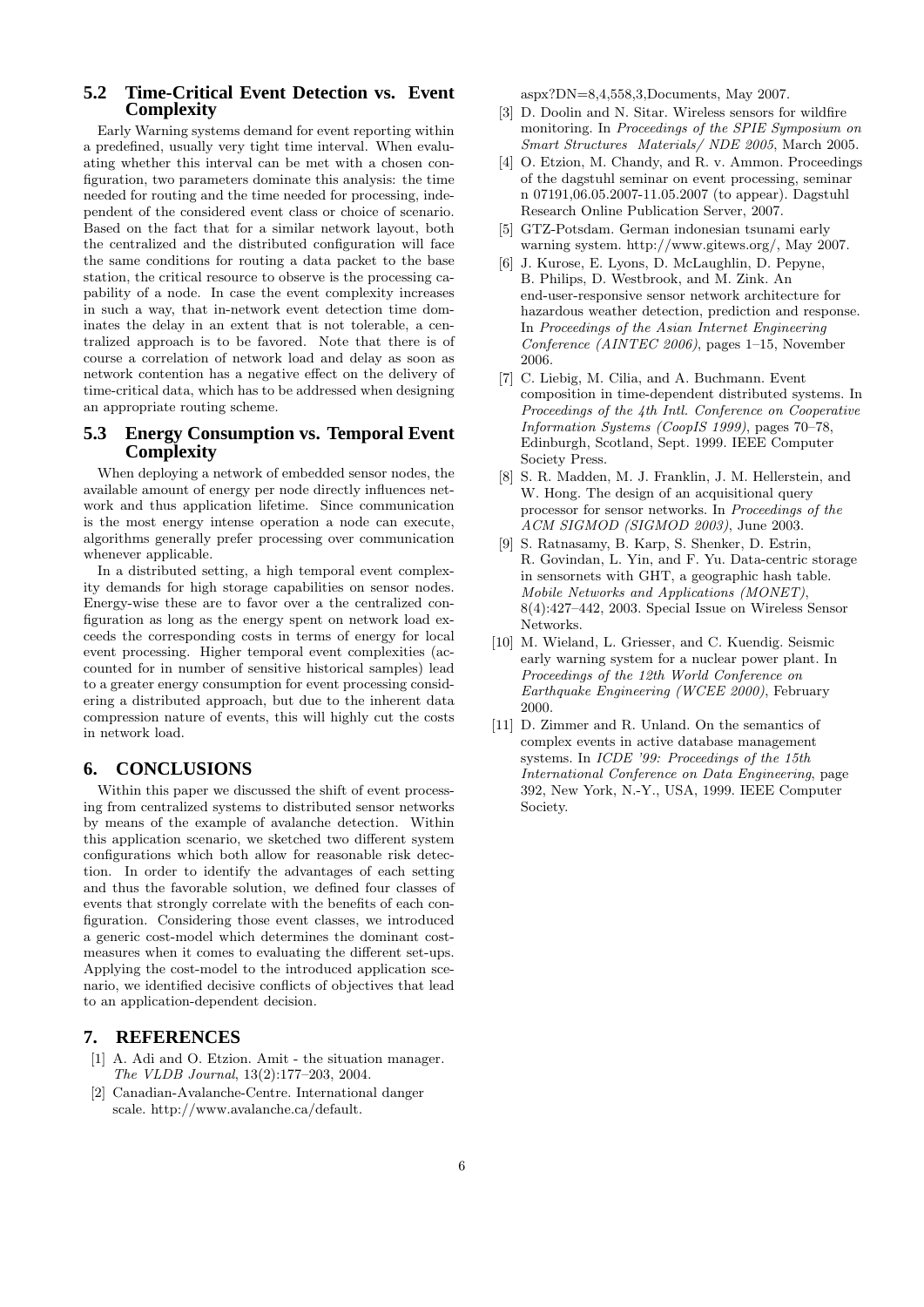### 5.2 Time-Critical Event Detection vs. Event Complexity

Early Warning systems demand for event reporting within a predefined, usually very tight time interval. When evaluating whether this interval can be met with a chosen configuration, two parameters dominate this analysis: the time needed for routing and the time needed for processing, independent of the considered event class or choice of scenario. Based on the fact that for a similar network layout, both the centralized and the distributed configuration will face the same conditions for routing a data packet to the base station, the critical resource to observe is the processing capability of a node. In case the event complexity increases in such a way, that in-network event detection time dominates the delay in an extent that is not tolerable, a centralized approach is to be favored. Note that there is of course a correlation of network load and delay as soon as network contention has a negative effect on the delivery of time-critical data, which has to be addressed when designing an appropriate routing scheme.

### 5.3 Energy Consumption vs. Temporal Event Complexity

When deploying a network of embedded sensor nodes, the available amount of energy per node directly influences network and thus application lifetime. Since communication is the most energy intense operation a node can execute, algorithms generally prefer processing over communication whenever applicable.

In a distributed setting, a high temporal event complexity demands for high storage capabilities on sensor nodes. Energy-wise these are to favor over a the centralized configuration as long as the energy spent on network load exceeds the corresponding costs in terms of energy for local event processing. Higher temporal event complexities (accounted for in number of sensitive historical samples) lead to a greater energy consumption for event processing considering a distributed approach, but due to the inherent data compression nature of events, this will highly cut the costs in network load.

## 6. CONCLUSIONS

Within this paper we discussed the shift of event processing from centralized systems to distributed sensor networks by means of the example of avalanche detection. Within this application scenario, we sketched two different system configurations which both allow for reasonable risk detection. In order to identify the advantages of each setting and thus the favorable solution, we defined four classes of events that strongly correlate with the benefits of each configuration. Considering those event classes, we introduced a generic cost-model which determines the dominant cost-measures when it comes to evaluating the different set-ups. Applying the cost-model to the introduced application scenario, we identified decisive conflicts of objectives that lead to an application-dependent decision.

## 7. REFERENCES

[1] A. Adi and O. Etzion. Amit - the situation manager. *The VLDB Journal*, 13(2):177–203, 2004.

[2] Canadian-Avalanche-Centre. International danger scale. http://www.avalanche.ca/default.aspx?DN=8,4,558,3,Documents, May 2007.

[3] D. Doolin and N. Sitar. Wireless sensors for wildfire monitoring. In *Proceedings of the SPIE Symposium on Smart Structures Materials/ NDE 2005*, March 2005.

[4] O. Etzion, M. Chandy, and R. v. Ammon. Proceedings of the dagstuhl seminar on event processing, seminar n 07191,06.05.2007-11.05.2007 (to appear). Dagstuhl Research Online Publication Server, 2007.

[5] GTZ-Potsdam. German indonesian tsunami early warning system. http://www.gitews.org/, May 2007.

[6] J. Kurose, E. Lyons, D. McLaughlin, D. Pepyne, B. Philips, D. Westbrook, and M. Zink. An end-user-responsive sensor network architecture for hazardous weather detection, prediction and response. In *Proceedings of the Asian Internet Engineering Conference (AINTEC 2006)*, pages 1–15, November 2006.

[7] C. Liebig, M. Cilia, and A. Buchmann. Event composition in time-dependent distributed systems. In *Proceedings of the 4th Intl. Conference on Cooperative Information Systems (CoopIS 1999)*, pages 70–78, Edinburgh, Scotland, Sept. 1999. IEEE Computer Society Press.

[8] S. R. Madden, M. J. Franklin, J. M. Hellerstein, and W. Hong. The design of an acquisitional query processor for sensor networks. In *Proceedings of the ACM SIGMOD (SIGMOD 2003)*, June 2003.

[9] S. Ratnasamy, B. Karp, S. Shenker, D. Estrin, R. Govindan, L. Yin, and F. Yu. Data-centric storage in sensornets with GHT, a geographic hash table. *Mobile Networks and Applications (MONET)*, 8(4):427–442, 2003. Special Issue on Wireless Sensor Networks.

[10] M. Wieland, L. Griesser, and C. Kuendig. Seismic early warning system for a nuclear power plant. In *Proceedings of the 12th World Conference on Earthquake Engineering (WCEE 2000)*, February 2000.

[11] D. Zimmer and R. Unland. On the semantics of complex events in active database management systems. In *ICDE '99: Proceedings of the 15th International Conference on Data Engineering*, page 392, New York, N.-Y., USA, 1999. IEEE Computer Society.